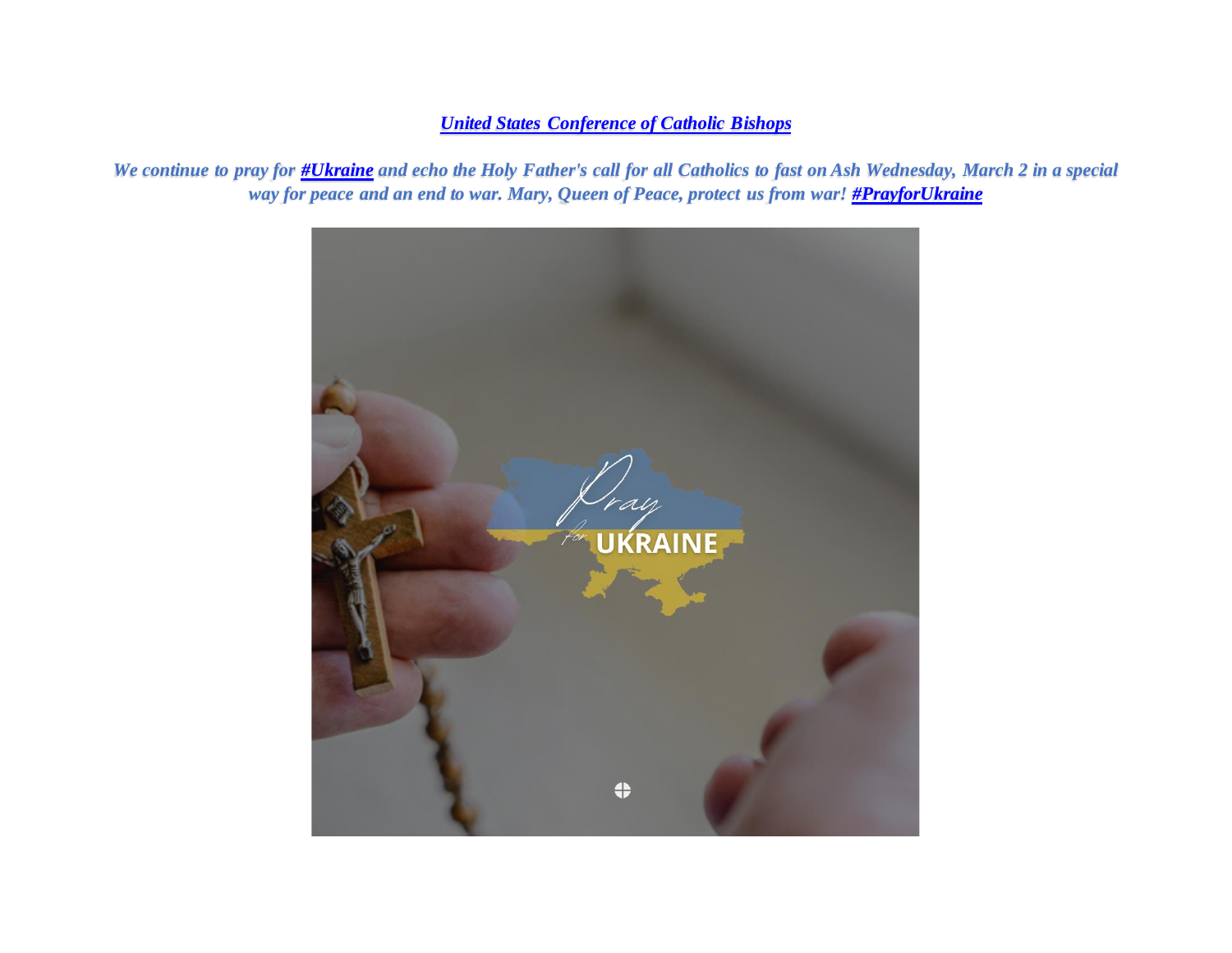***[United States Conference of Catholic Bishops]()***

***We continue to pray for [#Ukraine]() and echo the Holy Father's call for all Catholics to fast on Ash Wednesday, March 2 in a special way for peace and an end to war. Mary, Queen of Peace, protect us from war! [#PrayforUkraine]()***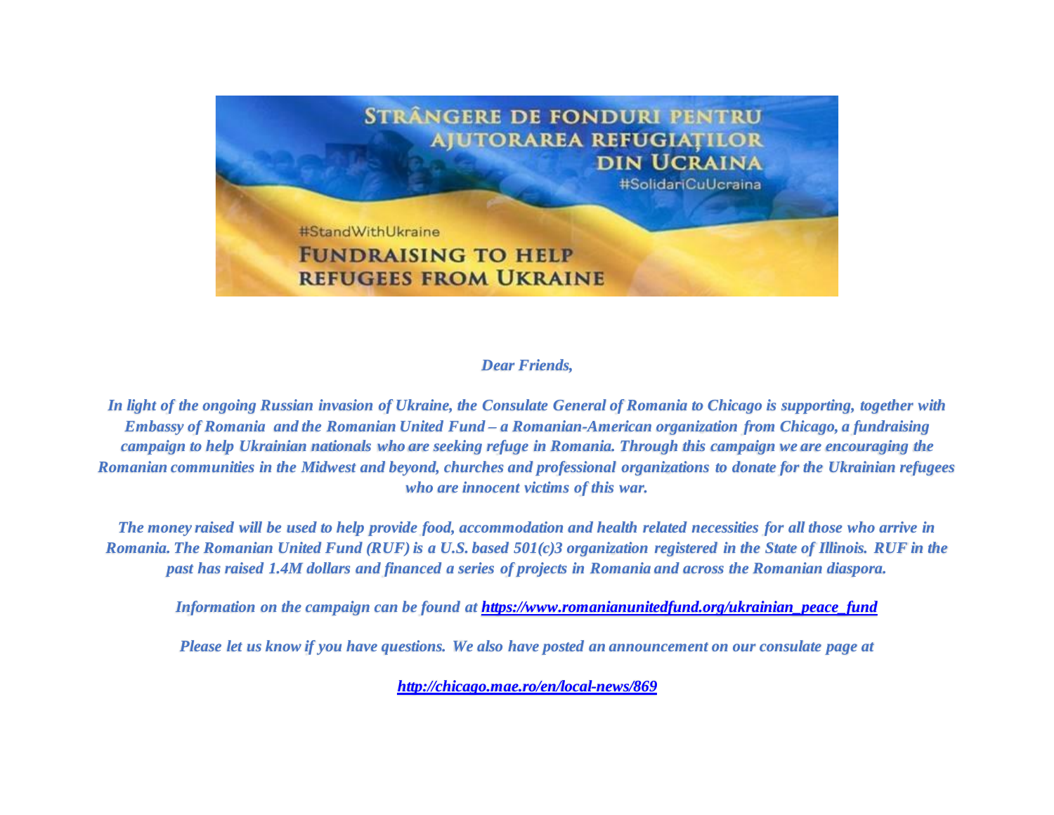STRÂNGERE DE FONDURI PENTRU AJUTORAREA REFUGIAȚILOR DIN UCRAINA

#SolidariCuUcraina

#StandWithUkraine

FUNDRAISING TO HELP REFUGEES FROM UKRAINE

*Dear Friends,*

*In light of the ongoing Russian invasion of Ukraine, the Consulate General of Romania to Chicago is supporting, together with Embassy of Romania and the Romanian United Fund – a Romanian-American organization from Chicago, a fundraising campaign to help Ukrainian nationals who are seeking refuge in Romania. Through this campaign we are encouraging the Romanian communities in the Midwest and beyond, churches and professional organizations to donate for the Ukrainian refugees who are innocent victims of this war.*

*The money raised will be used to help provide food, accommodation and health related necessities for all those who arrive in Romania. The Romanian United Fund (RUF) is a U.S. based 501(c)3 organization registered in the State of Illinois. RUF in the past has raised 1.4M dollars and financed a series of projects in Romania and across the Romanian diaspora.*

*Information on the campaign can be found at* ***https://www.romanianunitedfund.org/ukrainian_peace_fund***

*Please let us know if you have questions. We also have posted an announcement on our consulate page at*

***http://chicago.mae.ro/en/local-news/869***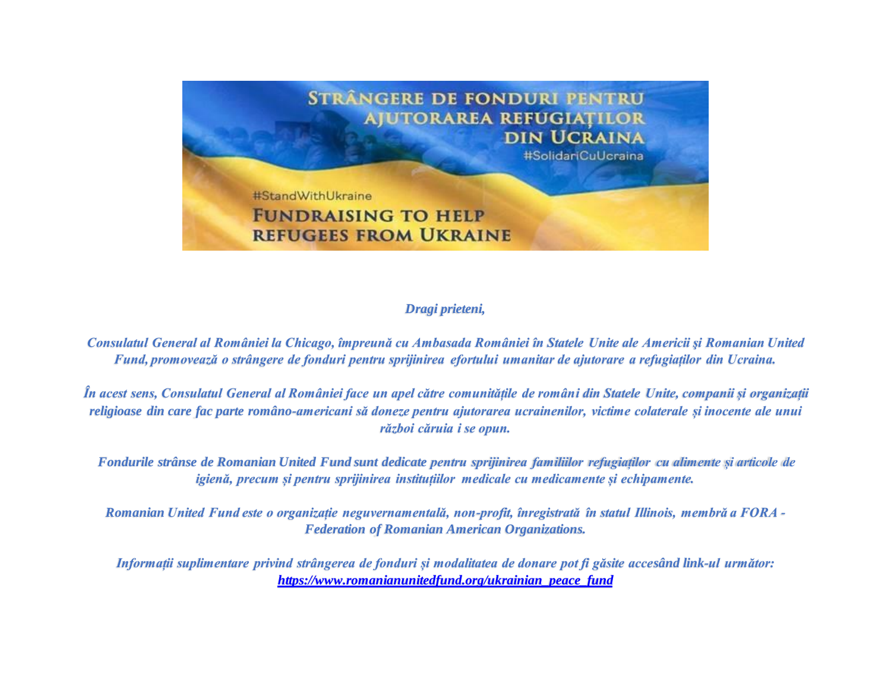STRÂNGERE DE FONDURI PENTRU AJUTORAREA REFUGIAȚILOR DIN UCRAINA

#SolidariCuUcraina

#StandWithUkraine

FUNDRAISING TO HELP REFUGEES FROM UKRAINE

*Dragi prieteni,*

*Consulatul General al României la Chicago, împreună cu Ambasada României în Statele Unite ale Americii şi Romanian United Fund, promovează o strângere de fonduri pentru sprijinirea efortului umanitar de ajutorare a refugiaților din Ucraina.*

*În acest sens, Consulatul General al României face un apel către comunitățile de români din Statele Unite, companii și organizații religioase din care fac parte româno-americani să doneze pentru ajutorarea ucrainenilor, victime colaterale și inocente ale unui război căruia i se opun.*

*Fondurile strânse de Romanian United Fund sunt dedicate pentru sprijinirea familiilor refugiaților cu alimente și articole de igienă, precum și pentru sprijinirea instituțiilor medicale cu medicamente și echipamente.*

*Romanian United Fund este o organizație neguvernamentală, non-profit, înregistrată în statul Illinois, membră a FORA - Federation of Romanian American Organizations.*

*Informații suplimentare privind strângerea de fonduri și modalitatea de donare pot fi găsite accesând link-ul următor:* ***https://www.romanianunitedfund.org/ukrainian_peace_fund***